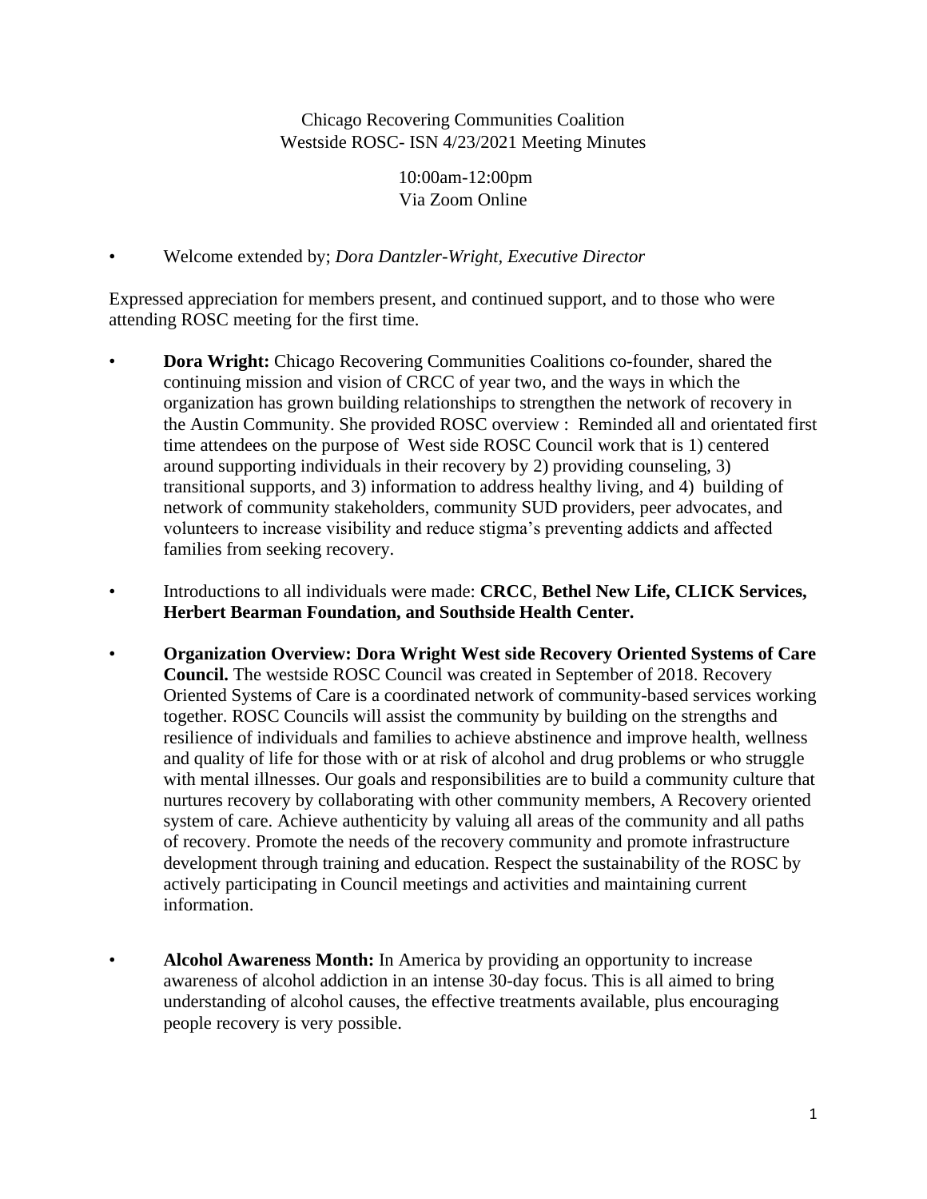Chicago Recovering Communities Coalition
Westside ROSC- ISN 4/23/2021 Meeting Minutes

10:00am-12:00pm
Via Zoom Online

- Welcome extended by; *Dora Dantzler-Wright, Executive Director*

Expressed appreciation for members present, and continued support, and to those who were attending ROSC meeting for the first time.

- **Dora Wright:** Chicago Recovering Communities Coalitions co-founder, shared the continuing mission and vision of CRCC of year two, and the ways in which the organization has grown building relationships to strengthen the network of recovery in the Austin Community. She provided ROSC overview : Reminded all and orientated first time attendees on the purpose of West side ROSC Council work that is 1) centered around supporting individuals in their recovery by 2) providing counseling, 3) transitional supports, and 3) information to address healthy living, and 4) building of network of community stakeholders, community SUD providers, peer advocates, and volunteers to increase visibility and reduce stigma's preventing addicts and affected families from seeking recovery.

- Introductions to all individuals were made: **CRCC**, **Bethel New Life, CLICK Services, Herbert Bearman Foundation, and Southside Health Center.**

- **Organization Overview: Dora Wright West side Recovery Oriented Systems of Care Council.** The westside ROSC Council was created in September of 2018. Recovery Oriented Systems of Care is a coordinated network of community-based services working together. ROSC Councils will assist the community by building on the strengths and resilience of individuals and families to achieve abstinence and improve health, wellness and quality of life for those with or at risk of alcohol and drug problems or who struggle with mental illnesses. Our goals and responsibilities are to build a community culture that nurtures recovery by collaborating with other community members, A Recovery oriented system of care. Achieve authenticity by valuing all areas of the community and all paths of recovery. Promote the needs of the recovery community and promote infrastructure development through training and education. Respect the sustainability of the ROSC by actively participating in Council meetings and activities and maintaining current information.

- **Alcohol Awareness Month:** In America by providing an opportunity to increase awareness of alcohol addiction in an intense 30-day focus. This is all aimed to bring understanding of alcohol causes, the effective treatments available, plus encouraging people recovery is very possible.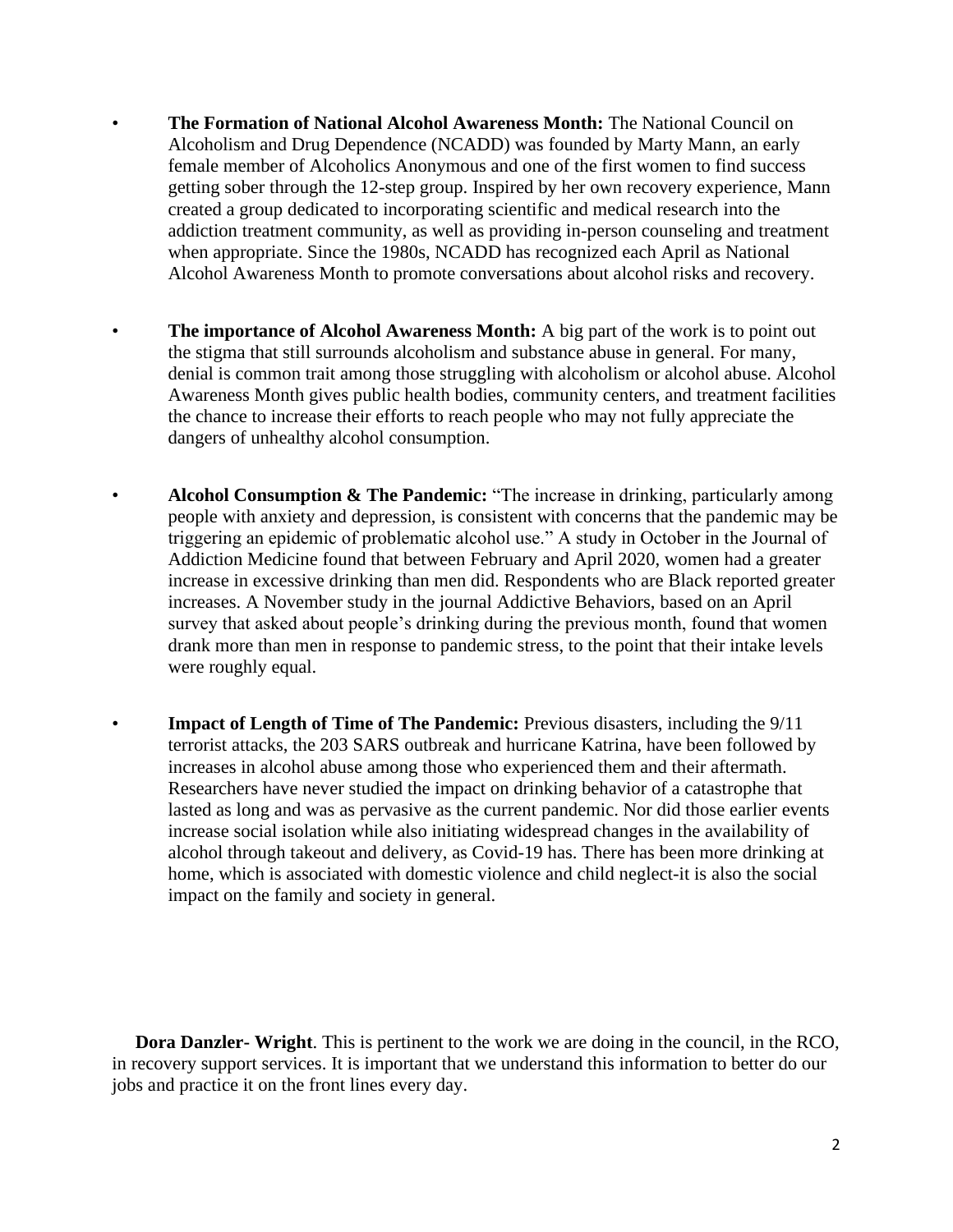- **The Formation of National Alcohol Awareness Month:** The National Council on Alcoholism and Drug Dependence (NCADD) was founded by Marty Mann, an early female member of Alcoholics Anonymous and one of the first women to find success getting sober through the 12-step group. Inspired by her own recovery experience, Mann created a group dedicated to incorporating scientific and medical research into the addiction treatment community, as well as providing in-person counseling and treatment when appropriate. Since the 1980s, NCADD has recognized each April as National Alcohol Awareness Month to promote conversations about alcohol risks and recovery.

- **The importance of Alcohol Awareness Month:** A big part of the work is to point out the stigma that still surrounds alcoholism and substance abuse in general. For many, denial is common trait among those struggling with alcoholism or alcohol abuse. Alcohol Awareness Month gives public health bodies, community centers, and treatment facilities the chance to increase their efforts to reach people who may not fully appreciate the dangers of unhealthy alcohol consumption.

- **Alcohol Consumption & The Pandemic:** "The increase in drinking, particularly among people with anxiety and depression, is consistent with concerns that the pandemic may be triggering an epidemic of problematic alcohol use." A study in October in the Journal of Addiction Medicine found that between February and April 2020, women had a greater increase in excessive drinking than men did. Respondents who are Black reported greater increases. A November study in the journal Addictive Behaviors, based on an April survey that asked about people's drinking during the previous month, found that women drank more than men in response to pandemic stress, to the point that their intake levels were roughly equal.

- **Impact of Length of Time of The Pandemic:** Previous disasters, including the 9/11 terrorist attacks, the 203 SARS outbreak and hurricane Katrina, have been followed by increases in alcohol abuse among those who experienced them and their aftermath. Researchers have never studied the impact on drinking behavior of a catastrophe that lasted as long and was as pervasive as the current pandemic. Nor did those earlier events increase social isolation while also initiating widespread changes in the availability of alcohol through takeout and delivery, as Covid-19 has. There has been more drinking at home, which is associated with domestic violence and child neglect-it is also the social impact on the family and society in general.

**Dora Danzler- Wright**. This is pertinent to the work we are doing in the council, in the RCO, in recovery support services. It is important that we understand this information to better do our jobs and practice it on the front lines every day.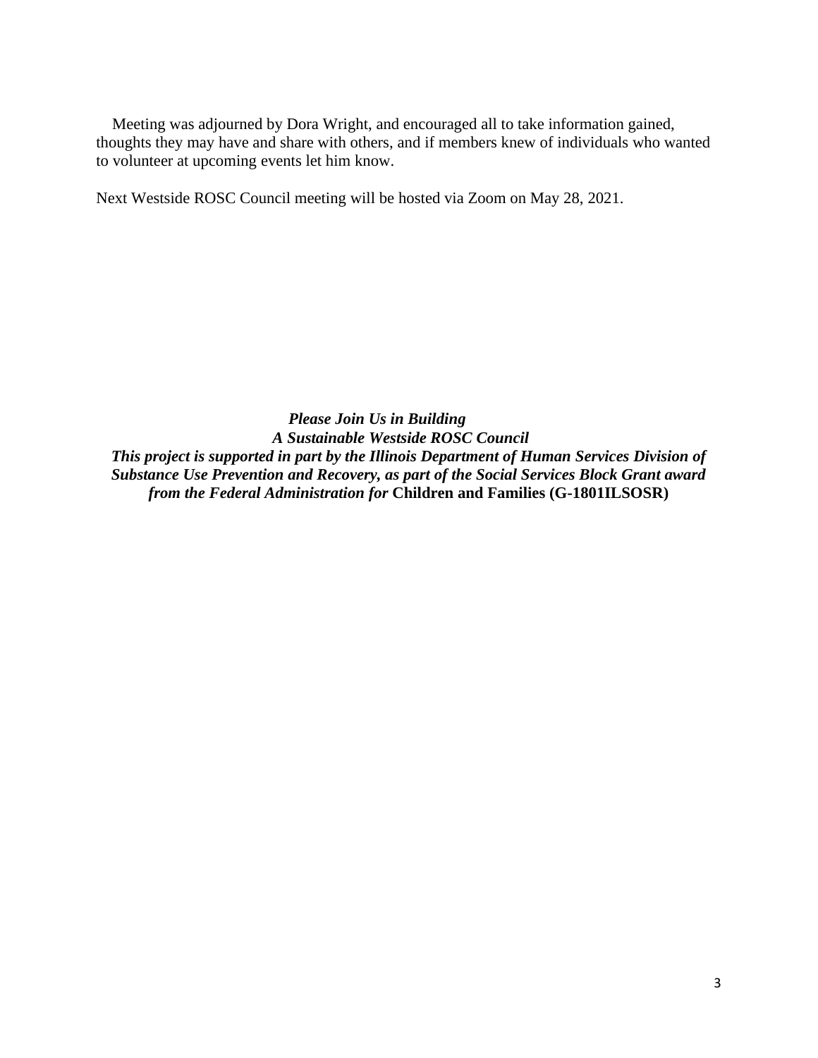Meeting was adjourned by Dora Wright, and encouraged all to take information gained, thoughts they may have and share with others, and if members knew of individuals who wanted to volunteer at upcoming events let him know.

Next Westside ROSC Council meeting will be hosted via Zoom on May 28, 2021.

***Please Join Us in Building***
***A Sustainable Westside ROSC Council***
***This project is supported in part by the Illinois Department of Human Services Division of Substance Use Prevention and Recovery, as part of the Social Services Block Grant award from the Federal Administration for* Children and Families (G-1801ILSOSR)**